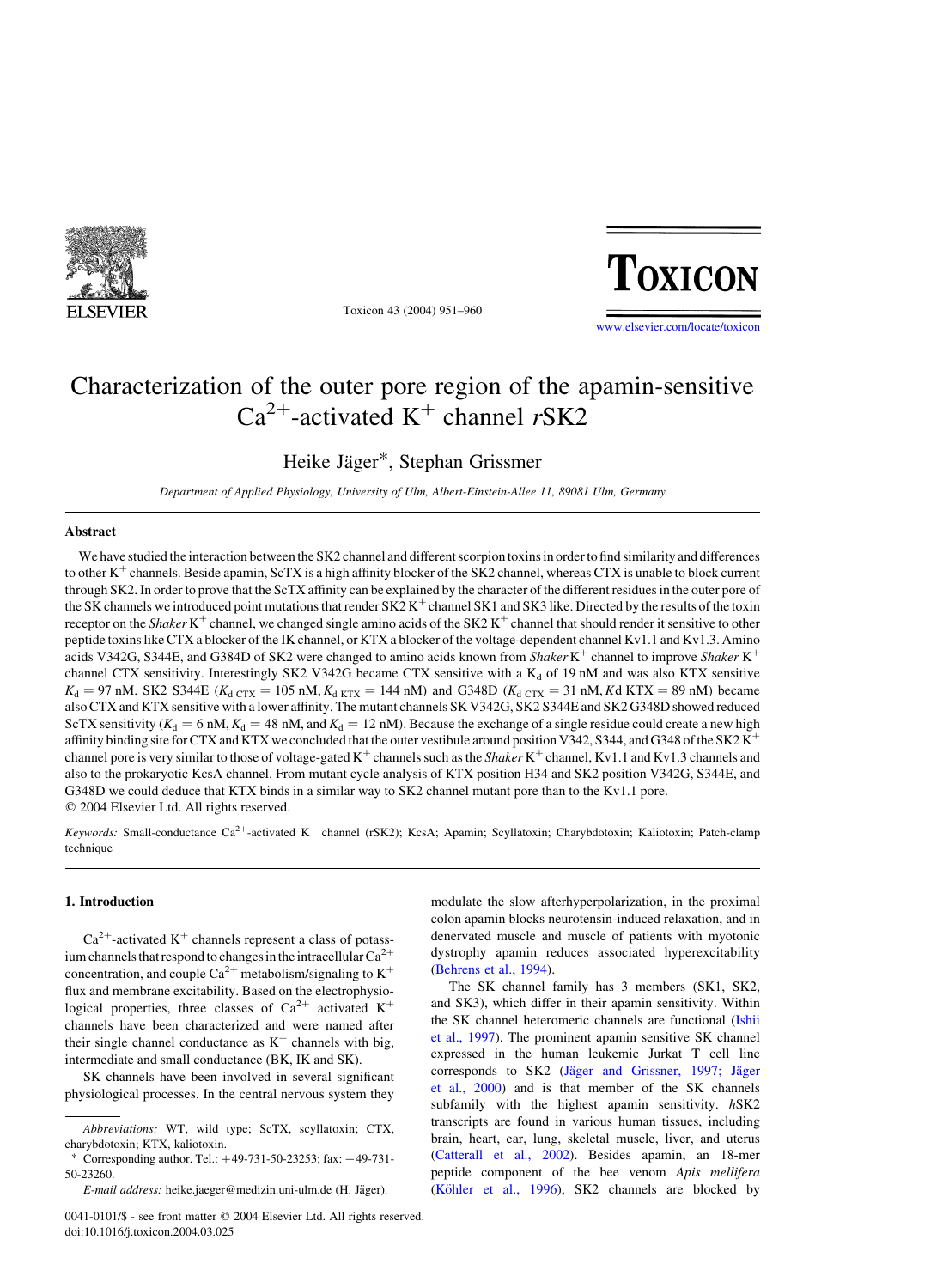# Characterization of the outer pore region of the apamin-sensitive $Ca^{2+}$-activated $K^+$ channel *r*SK2

Heike Jäger*, Stephan Grissmer

*Department of Applied Physiology, University of Ulm, Albert-Einstein-Allee 11, 89081 Ulm, Germany*

## Abstract

We have studied the interaction between the SK2 channel and different scorpion toxins in order to find similarity and differences to other $K^+$ channels. Beside apamin, ScTX is a high affinity blocker of the SK2 channel, whereas CTX is unable to block current through SK2. In order to prove that the ScTX affinity can be explained by the character of the different residues in the outer pore of the SK channels we introduced point mutations that render SK2 $K^+$ channel SK1 and SK3 like. Directed by the results of the toxin receptor on the *Shaker* $K^+$ channel, we changed single amino acids of the SK2 $K^+$ channel that should render it sensitive to other peptide toxins like CTX a blocker of the IK channel, or KTX a blocker of the voltage-dependent channel Kv1.1 and Kv1.3. Amino acids V342G, S344E, and G384D of SK2 were changed to amino acids known from *Shaker* $K^+$ channel to improve *Shaker* $K^+$ channel CTX sensitivity. Interestingly SK2 V342G became CTX sensitive with a $K_d$ of 19 nM and was also KTX sensitive $K_d = 97$ nM. SK2 S344E ($K_{d\ CTX} = 105$ nM, $K_{d\ KTX} = 144$ nM) and G348D ($K_{d\ CTX} = 31$ nM, $Kd$ KTX $= 89$ nM) became also CTX and KTX sensitive with a lower affinity. The mutant channels SK V342G, SK2 S344E and SK2 G348D showed reduced ScTX sensitivity ($K_d = 6$ nM, $K_d = 48$ nM, and $K_d = 12$ nM). Because the exchange of a single residue could create a new high affinity binding site for CTX and KTX we concluded that the outer vestibule around position V342, S344, and G348 of the SK2 $K^+$ channel pore is very similar to those of voltage-gated $K^+$ channels such as the *Shaker* $K^+$ channel, Kv1.1 and Kv1.3 channels and also to the prokaryotic KcsA channel. From mutant cycle analysis of KTX position H34 and SK2 position V342G, S344E, and G348D we could deduce that KTX binds in a similar way to SK2 channel mutant pore than to the Kv1.1 pore.

© 2004 Elsevier Ltd. All rights reserved.

*Keywords:* Small-conductance $Ca^{2+}$-activated $K^+$ channel (rSK2); KcsA; Apamin; Scyllatoxin; Charybdotoxin; Kaliotoxin; Patch-clamp technique

## 1. Introduction

$Ca^{2+}$-activated $K^+$ channels represent a class of potassium channels that respond to changes in the intracellular $Ca^{2+}$ concentration, and couple $Ca^{2+}$ metabolism/signaling to $K^+$ flux and membrane excitability. Based on the electrophysiological properties, three classes of $Ca^{2+}$ activated $K^+$ channels have been characterized and were named after their single channel conductance as $K^+$ channels with big, intermediate and small conductance (BK, IK and SK).

SK channels have been involved in several significant physiological processes. In the central nervous system they modulate the slow afterhyperpolarization, in the proximal colon apamin blocks neurotensin-induced relaxation, and in denervated muscle and muscle of patients with myotonic dystrophy apamin reduces associated hyperexcitability (Behrens et al., 1994).

The SK channel family has 3 members (SK1, SK2, and SK3), which differ in their apamin sensitivity. Within the SK channel heteromeric channels are functional (Ishii et al., 1997). The prominent apamin sensitive SK channel expressed in the human leukemic Jurkat T cell line corresponds to SK2 (Jäger and Grissner, 1997; Jäger et al., 2000) and is that member of the SK channels subfamily with the highest apamin sensitivity. *h*SK2 transcripts are found in various human tissues, including brain, heart, ear, lung, skeletal muscle, liver, and uterus (Catterall et al., 2002). Besides apamin, an 18-mer peptide component of the bee venom *Apis mellifera* (Köhler et al., 1996), SK2 channels are blocked by

*Abbreviations:* WT, wild type; ScTX, scyllatoxin; CTX, charybdotoxin; KTX, kaliotoxin.

\* Corresponding author. Tel.: +49-731-50-23253; fax: +49-731-50-23260.

*E-mail address:* heike.jaeger@medizin.uni-ulm.de (H. Jäger).

0041-0101/$ - see front matter © 2004 Elsevier Ltd. All rights reserved.
doi:10.1016/j.toxicon.2004.03.025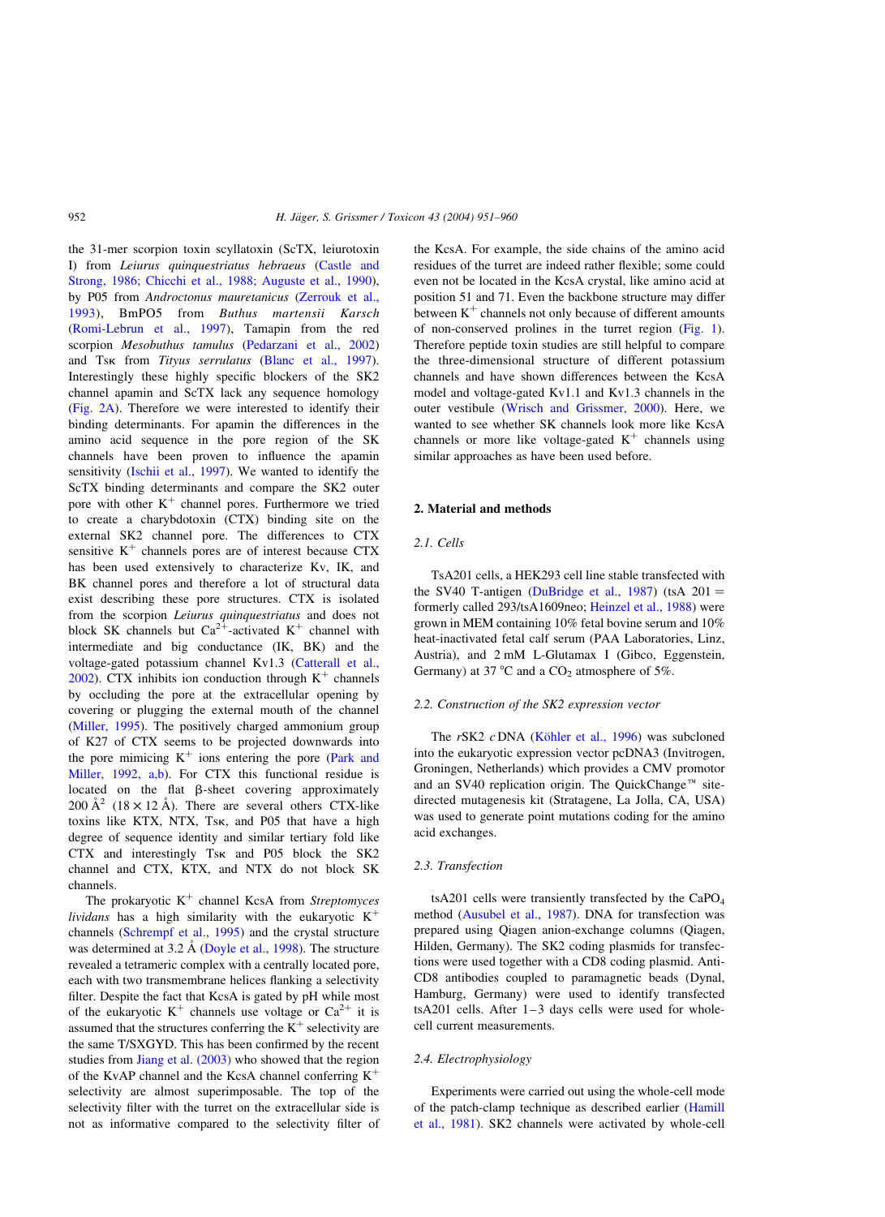the 31-mer scorpion toxin scyllatoxin (ScTX, leiurotoxin I) from *Leiurus quinquestriatus hebraeus* (Castle and Strong, 1986; Chicchi et al., 1988; Auguste et al., 1990), by P05 from *Androctonus mauretanicus* (Zerrouk et al., 1993), BmPO5 from *Buthus martensii Karsch* (Romi-Lebrun et al., 1997), Tamapin from the red scorpion *Mesobuthus tamulus* (Pedarzani et al., 2002) and Tsκ from *Tityus serrulatus* (Blanc et al., 1997). Interestingly these highly specific blockers of the SK2 channel apamin and ScTX lack any sequence homology (Fig. 2A). Therefore we were interested to identify their binding determinants. For apamin the differences in the amino acid sequence in the pore region of the SK channels have been proven to influence the apamin sensitivity (Ischii et al., 1997). We wanted to identify the ScTX binding determinants and compare the SK2 outer pore with other $K^+$ channel pores. Furthermore we tried to create a charybdotoxin (CTX) binding site on the external SK2 channel pore. The differences to CTX sensitive $K^+$ channels pores are of interest because CTX has been used extensively to characterize Kv, IK, and BK channel pores and therefore a lot of structural data exist describing these pore structures. CTX is isolated from the scorpion *Leiurus quinquestriatus* and does not block SK channels but $Ca^{2+}$-activated $K^+$ channel with intermediate and big conductance (IK, BK) and the voltage-gated potassium channel Kv1.3 (Catterall et al., 2002). CTX inhibits ion conduction through $K^+$ channels by occluding the pore at the extracellular opening by covering or plugging the external mouth of the channel (Miller, 1995). The positively charged ammonium group of K27 of CTX seems to be projected downwards into the pore mimicing $K^+$ ions entering the pore (Park and Miller, 1992, a,b). For CTX this functional residue is located on the flat β-sheet covering approximately 200 Å$^2$ (18 × 12 Å). There are several others CTX-like toxins like KTX, NTX, Tsκ, and P05 that have a high degree of sequence identity and similar tertiary fold like CTX and interestingly Tsκ and P05 block the SK2 channel and CTX, KTX, and NTX do not block SK channels.

The prokaryotic $K^+$ channel KcsA from *Streptomyces lividans* has a high similarity with the eukaryotic $K^+$ channels (Schrempf et al., 1995) and the crystal structure was determined at 3.2 Å (Doyle et al., 1998). The structure revealed a tetrameric complex with a centrally located pore, each with two transmembrane helices flanking a selectivity filter. Despite the fact that KcsA is gated by pH while most of the eukaryotic $K^+$ channels use voltage or $Ca^{2+}$ it is assumed that the structures conferring the $K^+$ selectivity are the same T/SXGYD. This has been confirmed by the recent studies from Jiang et al. (2003) who showed that the region of the KvAP channel and the KcsA channel conferring $K^+$ selectivity are almost superimposable. The top of the selectivity filter with the turret on the extracellular side is not as informative compared to the selectivity filter of the KcsA. For example, the side chains of the amino acid residues of the turret are indeed rather flexible; some could even not be located in the KcsA crystal, like amino acid at position 51 and 71. Even the backbone structure may differ between $K^+$ channels not only because of different amounts of non-conserved prolines in the turret region (Fig. 1). Therefore peptide toxin studies are still helpful to compare the three-dimensional structure of different potassium channels and have shown differences between the KcsA model and voltage-gated Kv1.1 and Kv1.3 channels in the outer vestibule (Wrisch and Grissmer, 2000). Here, we wanted to see whether SK channels look more like KcsA channels or more like voltage-gated $K^+$ channels using similar approaches as have been used before.

## 2. Material and methods

### 2.1. Cells

TsA201 cells, a HEK293 cell line stable transfected with the SV40 T-antigen (DuBridge et al., 1987) (tsA 201 = formerly called 293/tsA1609neo; Heinzel et al., 1988) were grown in MEM containing 10% fetal bovine serum and 10% heat-inactivated fetal calf serum (PAA Laboratories, Linz, Austria), and 2 mM L-Glutamax I (Gibco, Eggenstein, Germany) at 37 °C and a $CO_2$ atmosphere of 5%.

### 2.2. Construction of the SK2 expression vector

The *r*SK2 *c*DNA (Köhler et al., 1996) was subcloned into the eukaryotic expression vector pcDNA3 (Invitrogen, Groningen, Netherlands) which provides a CMV promotor and an SV40 replication origin. The QuickChange™ site-directed mutagenesis kit (Stratagene, La Jolla, CA, USA) was used to generate point mutations coding for the amino acid exchanges.

### 2.3. Transfection

tsA201 cells were transiently transfected by the $CaPO_4$ method (Ausubel et al., 1987). DNA for transfection was prepared using Qiagen anion-exchange columns (Qiagen, Hilden, Germany). The SK2 coding plasmids for transfections were used together with a CD8 coding plasmid. Anti-CD8 antibodies coupled to paramagnetic beads (Dynal, Hamburg, Germany) were used to identify transfected tsA201 cells. After 1–3 days cells were used for whole-cell current measurements.

### 2.4. Electrophysiology

Experiments were carried out using the whole-cell mode of the patch-clamp technique as described earlier (Hamill et al., 1981). SK2 channels were activated by whole-cell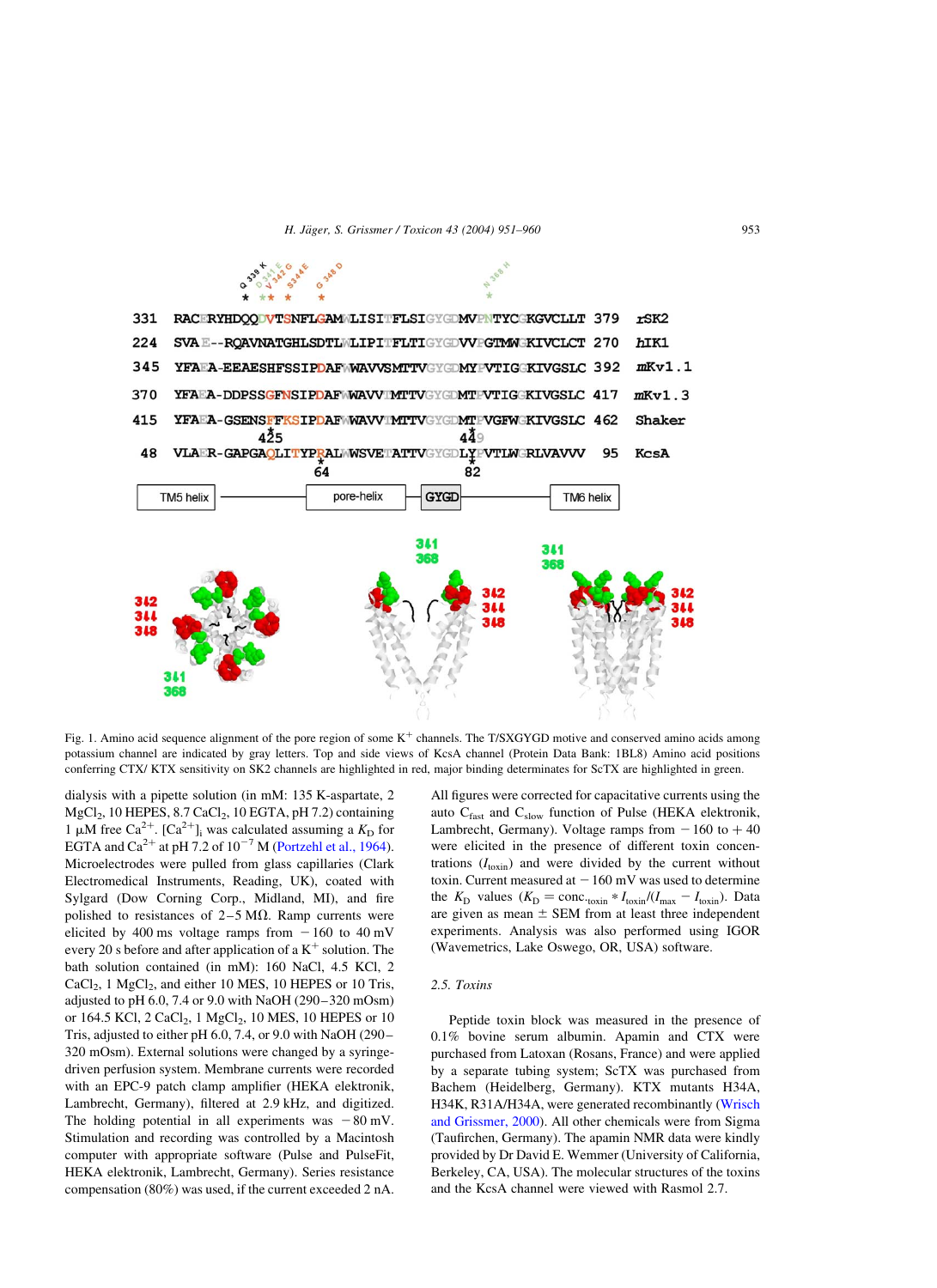Fig. 1. Amino acid sequence alignment of the pore region of some $K^+$ channels. The T/SXGYGD motive and conserved amino acids among potassium channel are indicated by gray letters. Top and side views of KcsA channel (Protein Data Bank: 1BL8) Amino acid positions conferring CTX/ KTX sensitivity on SK2 channels are highlighted in red, major binding determinates for ScTX are highlighted in green.

dialysis with a pipette solution (in mM: 135 K-aspartate, 2 $MgCl_2$, 10 HEPES, 8.7 $CaCl_2$, 10 EGTA, pH 7.2) containing 1 μM free $Ca^{2+}$. $[Ca^{2+}]_i$ was calculated assuming a $K_D$ for EGTA and $Ca^{2+}$ at pH 7.2 of $10^{-7}$ M (Portzehl et al., 1964). Microelectrodes were pulled from glass capillaries (Clark Electromedical Instruments, Reading, UK), coated with Sylgard (Dow Corning Corp., Midland, MI), and fire polished to resistances of 2–5 MΩ. Ramp currents were elicited by 400 ms voltage ramps from −160 to 40 mV every 20 s before and after application of a $K^+$ solution. The bath solution contained (in mM): 160 NaCl, 4.5 KCl, 2 $CaCl_2$, 1 $MgCl_2$, and either 10 MES, 10 HEPES or 10 Tris, adjusted to pH 6.0, 7.4 or 9.0 with NaOH (290–320 mOsm) or 164.5 KCl, 2 $CaCl_2$, 1 $MgCl_2$, 10 MES, 10 HEPES or 10 Tris, adjusted to either pH 6.0, 7.4, or 9.0 with NaOH (290–320 mOsm). External solutions were changed by a syringe-driven perfusion system. Membrane currents were recorded with an EPC-9 patch clamp amplifier (HEKA elektronik, Lambrecht, Germany), filtered at 2.9 kHz, and digitized. The holding potential in all experiments was −80 mV. Stimulation and recording was controlled by a Macintosh computer with appropriate software (Pulse and PulseFit, HEKA elektronik, Lambrecht, Germany). Series resistance compensation (80%) was used, if the current exceeded 2 nA.

All figures were corrected for capacitative currents using the auto $C_{fast}$ and $C_{slow}$ function of Pulse (HEKA elektronik, Lambrecht, Germany). Voltage ramps from −160 to +40 were elicited in the presence of different toxin concentrations ($I_{toxin}$) and were divided by the current without toxin. Current measured at −160 mV was used to determine the $K_D$ values ($K_D = \text{conc.}_{toxin} * I_{toxin}/(I_{max} - I_{toxin})$. Data are given as mean ± SEM from at least three independent experiments. Analysis was also performed using IGOR (Wavemetrics, Lake Oswego, OR, USA) software.

### 2.5. Toxins

Peptide toxin block was measured in the presence of 0.1% bovine serum albumin. Apamin and CTX were purchased from Latoxan (Rosans, France) and were applied by a separate tubing system; ScTX was purchased from Bachem (Heidelberg, Germany). KTX mutants H34A, H34K, R31A/H34A, were generated recombinantly (Wrisch and Grissmer, 2000). All other chemicals were from Sigma (Taufirchen, Germany). The apamin NMR data were kindly provided by Dr David E. Wemmer (University of California, Berkeley, CA, USA). The molecular structures of the toxins and the KcsA channel were viewed with Rasmol 2.7.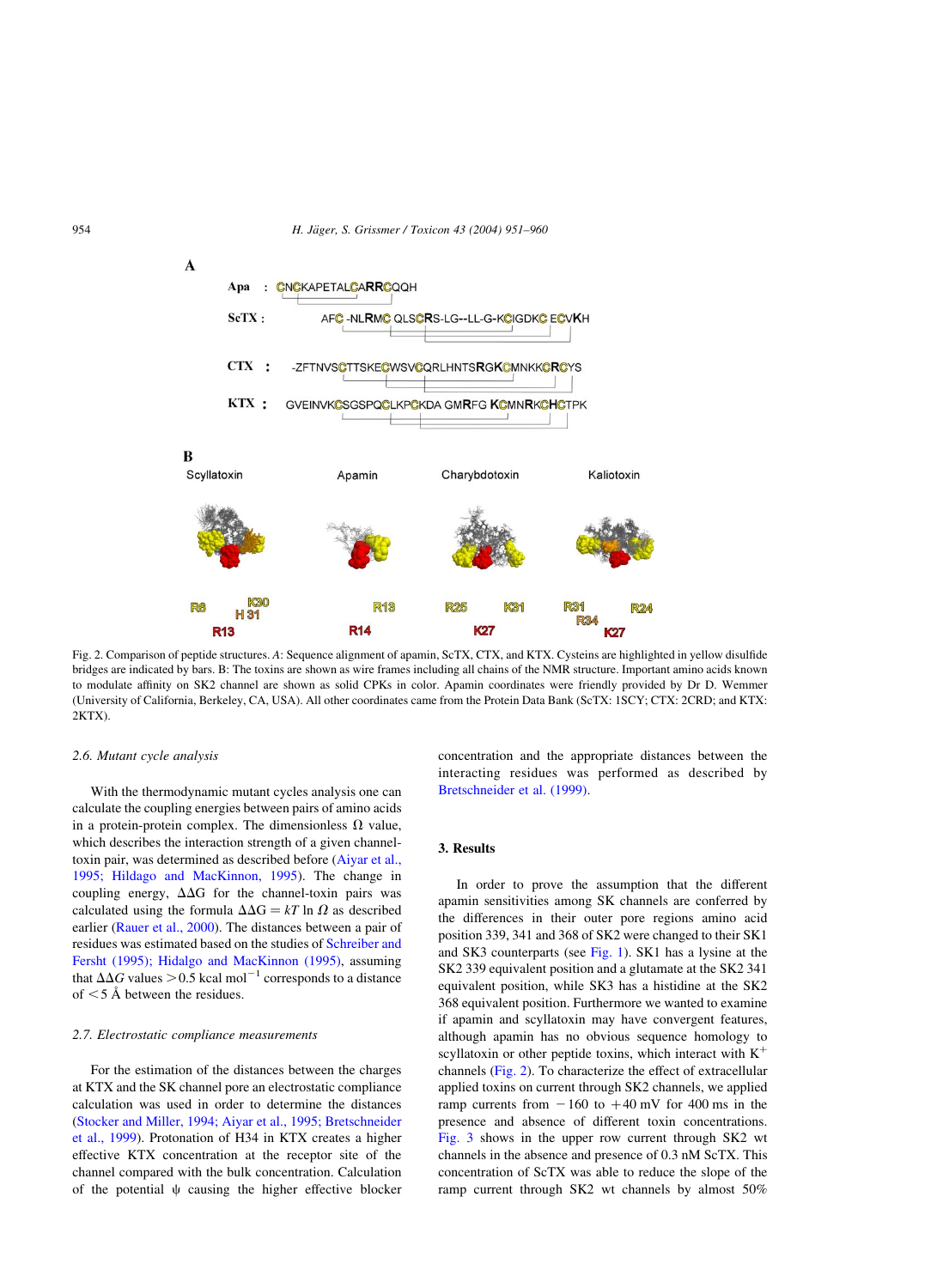A

Apa : CNCKAPETALCARRCQQH

ScTX : AFC -NLRMC QLSCRS-LG--LL-G-KCIGDKC ECVKH

CTX : -ZFTNVSCTTSKECWSVCQRLHNTSRGKCMNKKCRCYS

KTX : GVEINVKCSGSPQCLKPCKDA GMRFG KCMNRKCHCTPK

B

Scyllatoxin Apamin Charybdotoxin Kaliotoxin

R6 K30 H 31 R13 — R13 R14 — R25 K31 K27 — R31 R24 R34 K27

Fig. 2. Comparison of peptide structures. *A*: Sequence alignment of apamin, ScTX, CTX, and KTX. Cysteins are highlighted in yellow disulfide bridges are indicated by bars. B: The toxins are shown as wire frames including all chains of the NMR structure. Important amino acids known to modulate affinity on SK2 channel are shown as solid CPKs in color. Apamin coordinates were friendly provided by Dr D. Wemmer (University of California, Berkeley, CA, USA). All other coordinates came from the Protein Data Bank (ScTX: 1SCY; CTX: 2CRD; and KTX: 2KTX).

### 2.6. Mutant cycle analysis

With the thermodynamic mutant cycles analysis one can calculate the coupling energies between pairs of amino acids in a protein-protein complex. The dimensionless $\Omega$ value, which describes the interaction strength of a given channel-toxin pair, was determined as described before (Aiyar et al., 1995; Hildago and MacKinnon, 1995). The change in coupling energy, $\Delta\Delta G$ for the channel-toxin pairs was calculated using the formula $\Delta\Delta G = kT \ln \Omega$ as described earlier (Rauer et al., 2000). The distances between a pair of residues was estimated based on the studies of Schreiber and Fersht (1995); Hidalgo and MacKinnon (1995), assuming that $\Delta\Delta G$ values $>0.5$ kcal mol$^{-1}$ corresponds to a distance of $<5$ Å between the residues.

### 2.7. Electrostatic compliance measurements

For the estimation of the distances between the charges at KTX and the SK channel pore an electrostatic compliance calculation was used in order to determine the distances (Stocker and Miller, 1994; Aiyar et al., 1995; Bretschneider et al., 1999). Protonation of H34 in KTX creates a higher effective KTX concentration at the receptor site of the channel compared with the bulk concentration. Calculation of the potential $\psi$ causing the higher effective blocker concentration and the appropriate distances between the interacting residues was performed as described by Bretschneider et al. (1999).

## 3. Results

In order to prove the assumption that the different apamin sensitivities among SK channels are conferred by the differences in their outer pore regions amino acid position 339, 341 and 368 of SK2 were changed to their SK1 and SK3 counterparts (see Fig. 1). SK1 has a lysine at the SK2 339 equivalent position and a glutamate at the SK2 341 equivalent position, while SK3 has a histidine at the SK2 368 equivalent position. Furthermore we wanted to examine if apamin and scyllatoxin may have convergent features, although apamin has no obvious sequence homology to scyllatoxin or other peptide toxins, which interact with $K^+$ channels (Fig. 2). To characterize the effect of extracellular applied toxins on current through SK2 channels, we applied ramp currents from $-160$ to $+40$ mV for 400 ms in the presence and absence of different toxin concentrations. Fig. 3 shows in the upper row current through SK2 wt channels in the absence and presence of 0.3 nM ScTX. This concentration of ScTX was able to reduce the slope of the ramp current through SK2 wt channels by almost 50%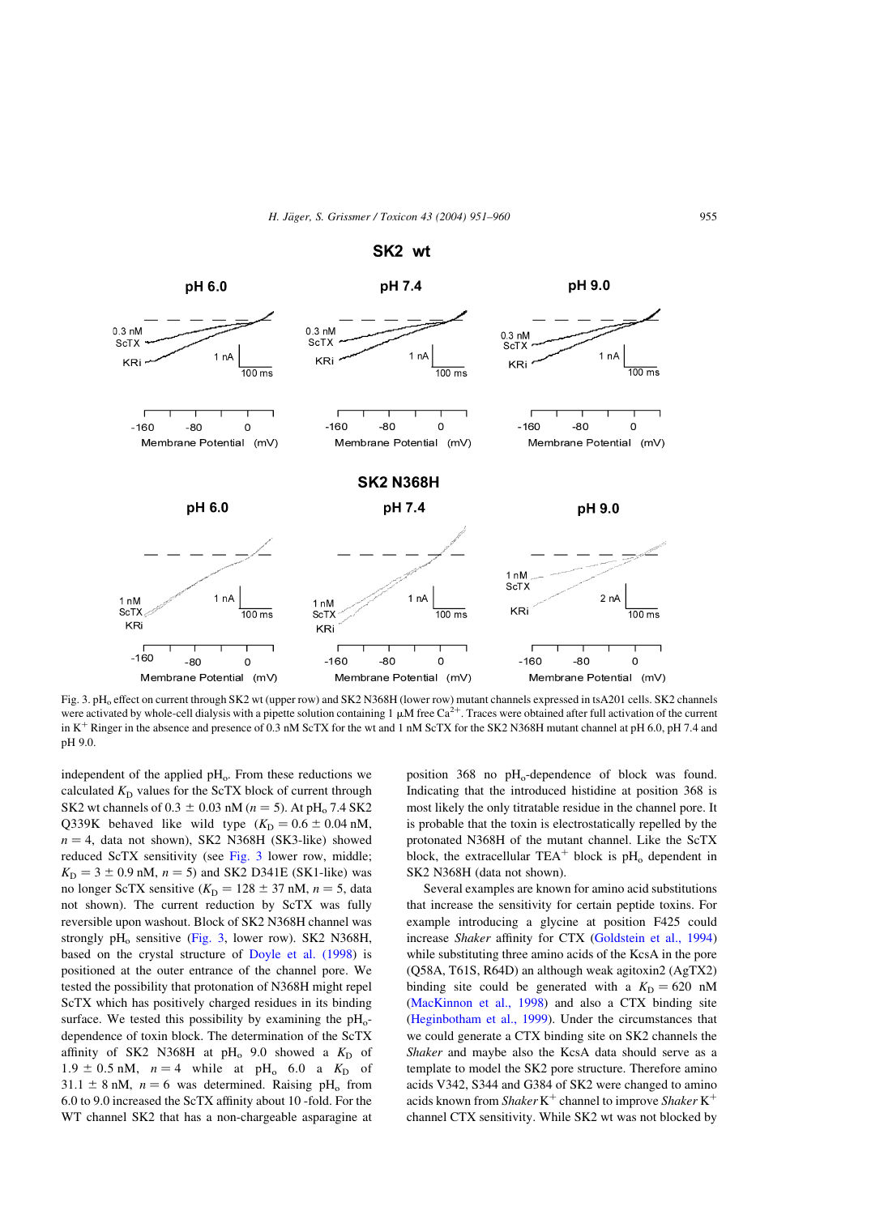Fig. 3. $pH_o$ effect on current through SK2 wt (upper row) and SK2 N368H (lower row) mutant channels expressed in tsA201 cells. SK2 channels were activated by whole-cell dialysis with a pipette solution containing 1 μM free $Ca^{2+}$. Traces were obtained after full activation of the current in $K^+$ Ringer in the absence and presence of 0.3 nM ScTX for the wt and 1 nM ScTX for the SK2 N368H mutant channel at pH 6.0, pH 7.4 and pH 9.0.

independent of the applied $pH_o$. From these reductions we calculated $K_D$ values for the ScTX block of current through SK2 wt channels of 0.3 ± 0.03 nM ($n = 5$). At $pH_o$ 7.4 SK2 Q339K behaved like wild type ($K_D = 0.6 \pm 0.04$ nM, $n = 4$, data not shown), SK2 N368H (SK3-like) showed reduced ScTX sensitivity (see Fig. 3 lower row, middle; $K_D = 3 \pm 0.9$ nM, $n = 5$) and SK2 D341E (SK1-like) was no longer ScTX sensitive ($K_D = 128 \pm 37$ nM, $n = 5$, data not shown). The current reduction by ScTX was fully reversible upon washout. Block of SK2 N368H channel was strongly $pH_o$ sensitive (Fig. 3, lower row). SK2 N368H, based on the crystal structure of Doyle et al. (1998) is positioned at the outer entrance of the channel pore. We tested the possibility that protonation of N368H might repel ScTX which has positively charged residues in its binding surface. We tested this possibility by examining the $pH_o$-dependence of toxin block. The determination of the ScTX affinity of SK2 N368H at $pH_o$ 9.0 showed a $K_D$ of 1.9 ± 0.5 nM, $n = 4$ while at $pH_o$ 6.0 a $K_D$ of 31.1 ± 8 nM, $n = 6$ was determined. Raising $pH_o$ from 6.0 to 9.0 increased the ScTX affinity about 10 -fold. For the WT channel SK2 that has a non-chargeable asparagine at position 368 no $pH_o$-dependence of block was found. Indicating that the introduced histidine at position 368 is most likely the only titratable residue in the channel pore. It is probable that the toxin is electrostatically repelled by the protonated N368H of the mutant channel. Like the ScTX block, the extracellular $TEA^+$ block is $pH_o$ dependent in SK2 N368H (data not shown).

Several examples are known for amino acid substitutions that increase the sensitivity for certain peptide toxins. For example introducing a glycine at position F425 could increase *Shaker* affinity for CTX (Goldstein et al., 1994) while substituting three amino acids of the KcsA in the pore (Q58A, T61S, R64D) an although weak agitoxin2 (AgTX2) binding site could be generated with a $K_D = 620$ nM (MacKinnon et al., 1998) and also a CTX binding site (Heginbotham et al., 1999). Under the circumstances that we could generate a CTX binding site on SK2 channels the *Shaker* and maybe also the KcsA data should serve as a template to model the SK2 pore structure. Therefore amino acids V342, S344 and G384 of SK2 were changed to amino acids known from *Shaker* $K^+$ channel to improve *Shaker* $K^+$ channel CTX sensitivity. While SK2 wt was not blocked by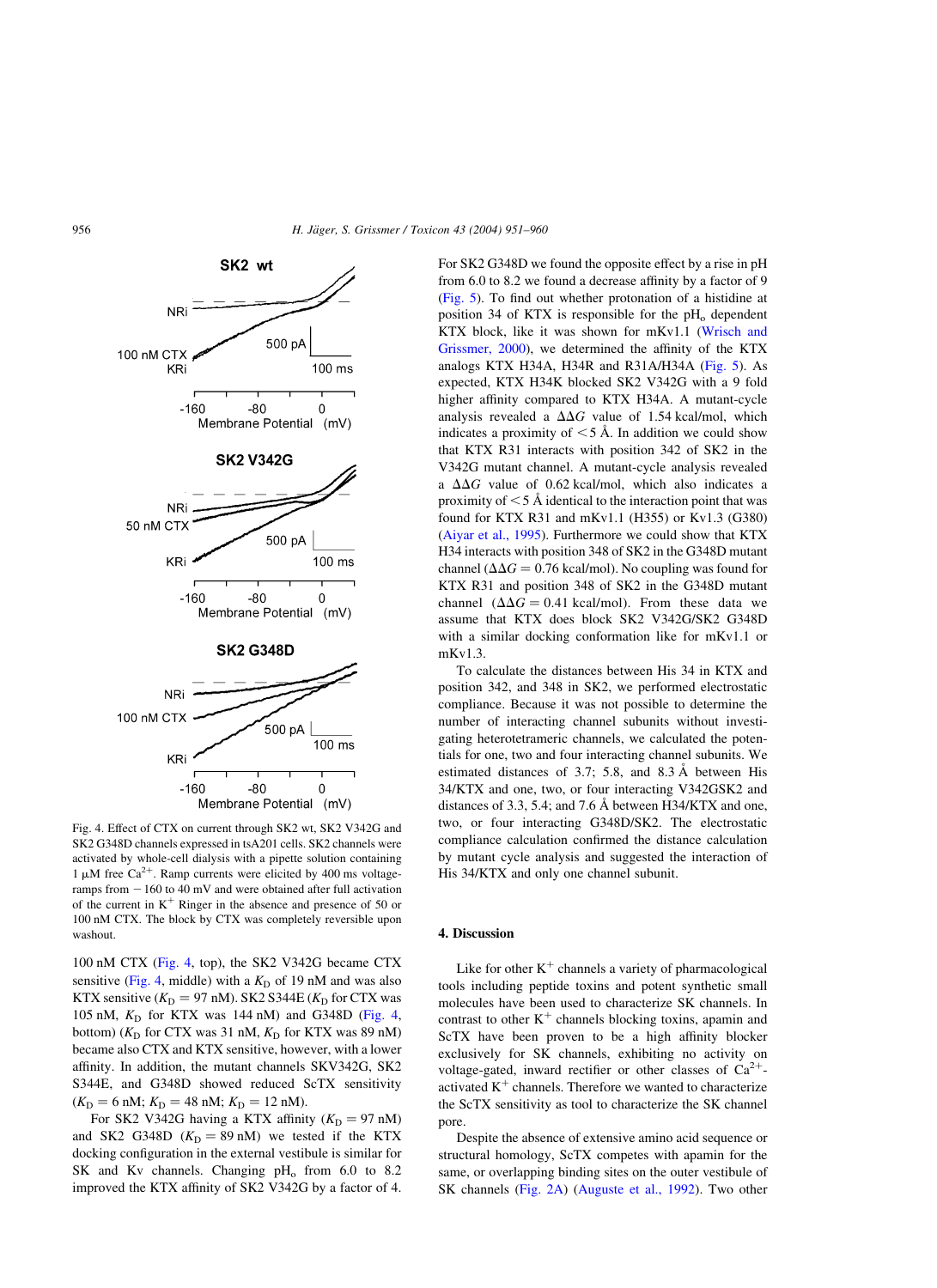Fig. 4. Effect of CTX on current through SK2 wt, SK2 V342G and SK2 G348D channels expressed in tsA201 cells. SK2 channels were activated by whole-cell dialysis with a pipette solution containing 1 μM free $Ca^{2+}$. Ramp currents were elicited by 400 ms voltage-ramps from −160 to 40 mV and were obtained after full activation of the current in $K^+$ Ringer in the absence and presence of 50 or 100 nM CTX. The block by CTX was completely reversible upon washout.

100 nM CTX (Fig. 4, top), the SK2 V342G became CTX sensitive (Fig. 4, middle) with a $K_D$ of 19 nM and was also KTX sensitive ($K_D = 97$ nM). SK2 S344E ($K_D$ for CTX was 105 nM, $K_D$ for KTX was 144 nM) and G348D (Fig. 4, bottom) ($K_D$ for CTX was 31 nM, $K_D$ for KTX was 89 nM) became also CTX and KTX sensitive, however, with a lower affinity. In addition, the mutant channels SKV342G, SK2 S344E, and G348D showed reduced ScTX sensitivity ($K_D = 6$ nM; $K_D = 48$ nM; $K_D = 12$ nM).

For SK2 V342G having a KTX affinity ($K_D = 97$ nM) and SK2 G348D ($K_D = 89$ nM) we tested if the KTX docking configuration in the external vestibule is similar for SK and Kv channels. Changing $pH_o$ from 6.0 to 8.2 improved the KTX affinity of SK2 V342G by a factor of 4. For SK2 G348D we found the opposite effect by a rise in pH from 6.0 to 8.2 we found a decrease affinity by a factor of 9 (Fig. 5). To find out whether protonation of a histidine at position 34 of KTX is responsible for the $pH_o$ dependent KTX block, like it was shown for mKv1.1 (Wrisch and Grissmer, 2000), we determined the affinity of the KTX analogs KTX H34A, H34R and R31A/H34A (Fig. 5). As expected, KTX H34K blocked SK2 V342G with a 9 fold higher affinity compared to KTX H34A. A mutant-cycle analysis revealed a $\Delta\Delta G$ value of 1.54 kcal/mol, which indicates a proximity of <5 Å. In addition we could show that KTX R31 interacts with position 342 of SK2 in the V342G mutant channel. A mutant-cycle analysis revealed a $\Delta\Delta G$ value of 0.62 kcal/mol, which also indicates a proximity of <5 Å identical to the interaction point that was found for KTX R31 and mKv1.1 (H355) or Kv1.3 (G380) (Aiyar et al., 1995). Furthermore we could show that KTX H34 interacts with position 348 of SK2 in the G348D mutant channel ($\Delta\Delta G = 0.76$ kcal/mol). No coupling was found for KTX R31 and position 348 of SK2 in the G348D mutant channel ($\Delta\Delta G = 0.41$ kcal/mol). From these data we assume that KTX does block SK2 V342G/SK2 G348D with a similar docking conformation like for mKv1.1 or mKv1.3.

To calculate the distances between His 34 in KTX and position 342, and 348 in SK2, we performed electrostatic compliance. Because it was not possible to determine the number of interacting channel subunits without investigating heterotetrameric channels, we calculated the potentials for one, two and four interacting channel subunits. We estimated distances of 3.7; 5.8, and 8.3 Å between His 34/KTX and one, two, or four interacting V342GSK2 and distances of 3.3, 5.4; and 7.6 Å between H34/KTX and one, two, or four interacting G348D/SK2. The electrostatic compliance calculation confirmed the distance calculation by mutant cycle analysis and suggested the interaction of His 34/KTX and only one channel subunit.

## 4. Discussion

Like for other $K^+$ channels a variety of pharmacological tools including peptide toxins and potent synthetic small molecules have been used to characterize SK channels. In contrast to other $K^+$ channels blocking toxins, apamin and ScTX have been proven to be a high affinity blocker exclusively for SK channels, exhibiting no activity on voltage-gated, inward rectifier or other classes of $Ca^{2+}$-activated $K^+$ channels. Therefore we wanted to characterize the ScTX sensitivity as tool to characterize the SK channel pore.

Despite the absence of extensive amino acid sequence or structural homology, ScTX competes with apamin for the same, or overlapping binding sites on the outer vestibule of SK channels (Fig. 2A) (Auguste et al., 1992). Two other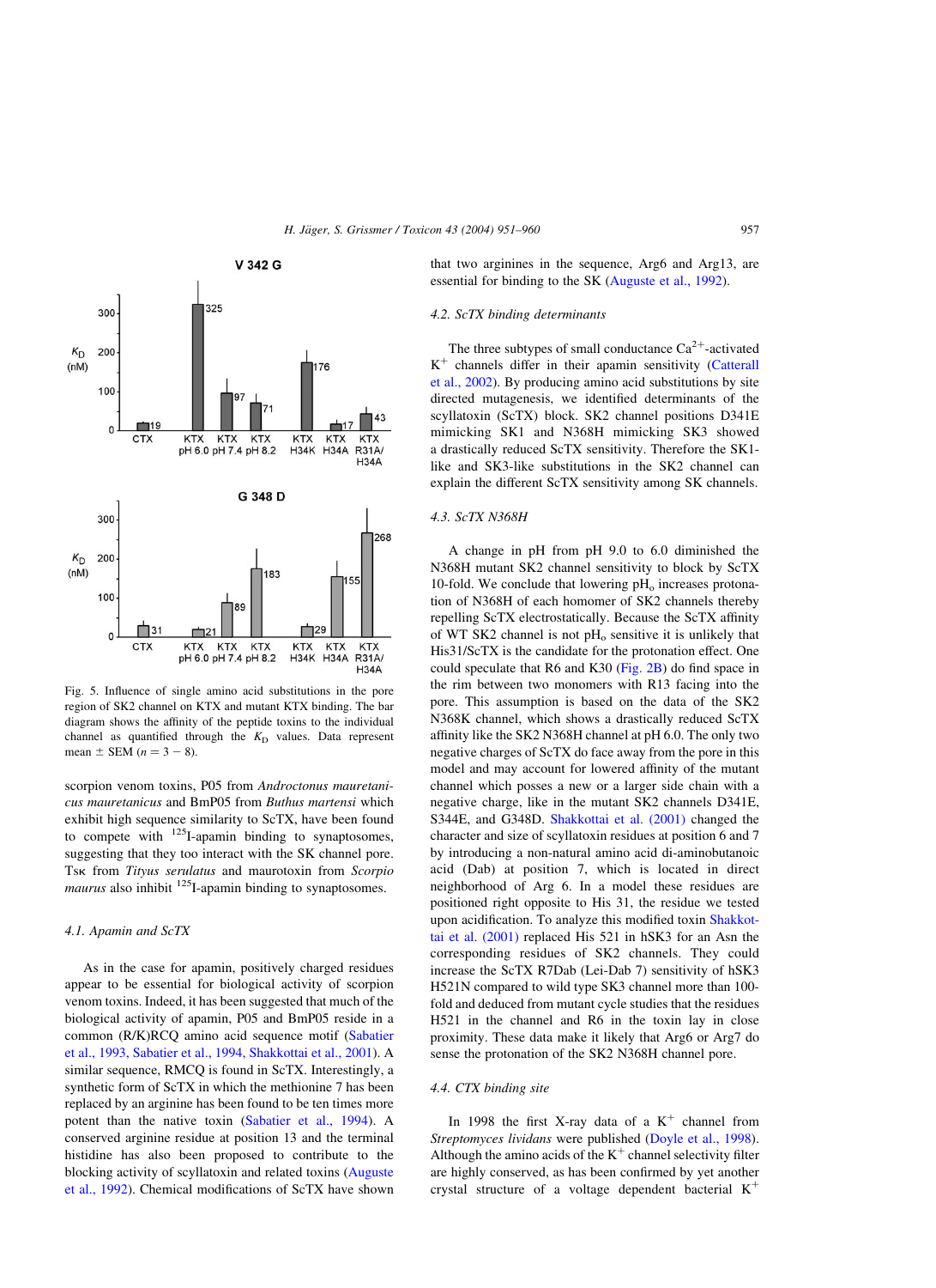Fig. 5. Influence of single amino acid substitutions in the pore region of SK2 channel on KTX and mutant KTX binding. The bar diagram shows the affinity of the peptide toxins to the individual channel as quantified through the $K_D$ values. Data represent mean ± SEM ($n = 3 - 8$).

scorpion venom toxins, P05 from *Androctonus mauretanicus mauretanicus* and BmP05 from *Buthus martensi* which exhibit high sequence similarity to ScTX, have been found to compete with $^{125}$I-apamin binding to synaptosomes, suggesting that they too interact with the SK channel pore. Tsκ from *Tityus serulatus* and maurotoxin from *Scorpio maurus* also inhibit $^{125}$I-apamin binding to synaptosomes.

### 4.1. Apamin and ScTX

As in the case for apamin, positively charged residues appear to be essential for biological activity of scorpion venom toxins. Indeed, it has been suggested that much of the biological activity of apamin, P05 and BmP05 reside in a common (R/K)RCQ amino acid sequence motif (Sabatier et al., 1993, Sabatier et al., 1994, Shakkottai et al., 2001). A similar sequence, RMCQ is found in ScTX. Interestingly, a synthetic form of ScTX in which the methionine 7 has been replaced by an arginine has been found to be ten times more potent than the native toxin (Sabatier et al., 1994). A conserved arginine residue at position 13 and the terminal histidine have also been proposed to contribute to the blocking activity of scyllatoxin and related toxins (Auguste et al., 1992). Chemical modifications of ScTX have shown that two arginines in the sequence, Arg6 and Arg13, are essential for binding to the SK (Auguste et al., 1992).

### 4.2. ScTX binding determinants

The three subtypes of small conductance $Ca^{2+}$-activated $K^+$ channels differ in their apamin sensitivity (Catterall et al., 2002). By producing amino acid substitutions by site directed mutagenesis, we identified determinants of the scyllatoxin (ScTX) block. SK2 channel positions D341E mimicking SK1 and N368H mimicking SK3 showed a drastically reduced ScTX sensitivity. Therefore the SK1-like and SK3-like substitutions in the SK2 channel can explain the different ScTX sensitivity among SK channels.

### 4.3. ScTX N368H

A change in pH from pH 9.0 to 6.0 diminished the N368H mutant SK2 channel sensitivity to block by ScTX 10-fold. We conclude that lowering $pH_o$ increases protonation of N368H of each homomer of SK2 channels thereby repelling ScTX electrostatically. Because the ScTX affinity of WT SK2 channel is not $pH_o$ sensitive it is unlikely that His31/ScTX is the candidate for the protonation effect. One could speculate that R6 and K30 (Fig. 2B) do find space in the rim between two monomers with R13 facing into the pore. This assumption is based on the data of the SK2 N368K channel, which shows a drastically reduced ScTX affinity like the SK2 N368H channel at pH 6.0. The only two negative charges of ScTX do face away from the pore in this model and may account for lowered affinity of the mutant channel which posses a new or a larger side chain with a negative charge, like in the mutant SK2 channels D341E, S344E, and G348D. Shakkottai et al. (2001) changed the character and size of scyllatoxin residues at position 6 and 7 by introducing a non-natural amino acid di-aminobutanoic acid (Dab) at position 7, which is located in direct neighborhood of Arg 6. In a model these residues are positioned right opposite to His 31, the residue we tested upon acidification. To analyze this modified toxin Shakkottai et al. (2001) replaced His 521 in hSK3 for an Asn the corresponding residues of SK2 channels. They could increase the ScTX R7Dab (Lei-Dab 7) sensitivity of hSK3 H521N compared to wild type SK3 channel more than 100-fold and deduced from mutant cycle studies that the residues H521 in the channel and R6 in the toxin lay in close proximity. These data make it likely that Arg6 or Arg7 do sense the protonation of the SK2 N368H channel pore.

### 4.4. CTX binding site

In 1998 the first X-ray data of a $K^+$ channel from *Streptomyces lividans* were published (Doyle et al., 1998). Although the amino acids of the $K^+$ channel selectivity filter are highly conserved, as has been confirmed by yet another crystal structure of a voltage dependent bacterial $K^+$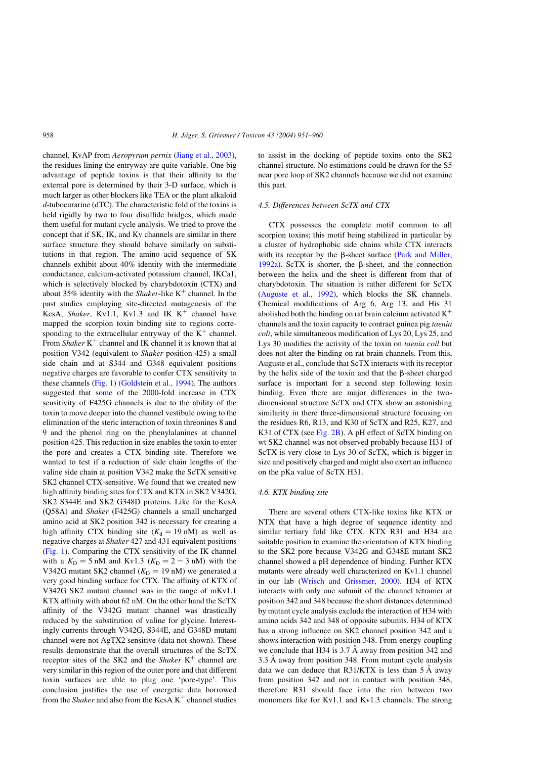channel, KvAP from *Aeropyrum pernix* (Jiang et al., 2003), the residues lining the entryway are quite variable. One big advantage of peptide toxins is that their affinity to the external pore is determined by their 3-D surface, which is much larger as other blockers like TEA or the plant alkaloid *d*-tubocurarine (dTC). The characteristic fold of the toxins is held rigidly by two to four disulfide bridges, which made them useful for mutant cycle analysis. We tried to prove the concept that if SK, IK, and Kv channels are similar in there surface structure they should behave similarly on substitutions in that region. The amino acid sequence of SK channels exhibit about 40% identity with the intermediate conductance, calcium-activated potassium channel, IKCa1, which is selectively blocked by charybdotoxin (CTX) and about 35% identity with the *Shaker*-like $K^+$ channel. In the past studies employing site-directed mutagenesis of the KcsA, *Shaker*, Kv1.1, Kv1.3 and IK $K^+$ channel have mapped the scorpion toxin binding site to regions corresponding to the extracellular entryway of the $K^+$ channel. From *Shaker* $K^+$ channel and IK channel it is known that at position V342 (equivalent to *Shaker* position 425) a small side chain and at S344 and G348 equivalent positions negative charges are favorable to confer CTX sensitivity to these channels (Fig. 1) (Goldstein et al., 1994). The authors suggested that some of the 2000-fold increase in CTX sensitivity of F425G channels is due to the ability of the toxin to move deeper into the channel vestibule owing to the elimination of the steric interaction of toxin threonines 8 and 9 and the phenol ring on the phenylalanines at channel position 425. This reduction in size enables the toxin to enter the pore and creates a CTX binding site. Therefore we wanted to test if a reduction of side chain lengths of the valine side chain at position V342 make the ScTX sensitive SK2 channel CTX-sensitive. We found that we created new high affinity binding sites for CTX and KTX in SK2 V342G, SK2 S344E and SK2 G348D proteins. Like for the KcsA (Q58A) and *Shaker* (F425G) channels a small uncharged amino acid at SK2 position 342 is necessary for creating a high affinity CTX binding site ($K_d = 19$ nM) as well as negative charges at *Shaker* 427 and 431 equivalent positions (Fig. 1). Comparing the CTX sensitivity of the IK channel with a $K_D = 5$ nM and Kv1.3 ($K_D = 2-3$ nM) with the V342G mutant SK2 channel ($K_D = 19$ nM) we generated a very good binding surface for CTX. The affinity of KTX of V342G SK2 mutant channel was in the range of mKv1.1 KTX affinity with about 62 nM. On the other hand the ScTX affinity of the V342G mutant channel was drastically reduced by the substitution of valine for glycine. Interestingly currents through V342G, S344E, and G348D mutant channel were not AgTX2 sensitive (data not shown). These results demonstrate that the overall structures of the ScTX receptor sites of the SK2 and the *Shaker* $K^+$ channel are very similar in this region of the outer pore and that different toxin surfaces are able to plug one ‘pore-type’. This conclusion justifies the use of energetic data borrowed from the *Shaker* and also from the KcsA $K^+$ channel studies to assist in the docking of peptide toxins onto the SK2 channel structure. No estimations could be drawn for the S5 near pore loop of SK2 channels because we did not examine this part.

### 4.5. Differences between ScTX and CTX

CTX possesses the complete motif common to all scorpion toxins; this motif being stabilized in particular by a cluster of hydrophobic side chains while CTX interacts with its receptor by the β-sheet surface (Park and Miller, 1992a). ScTX is shorter, the β-sheet, and the connection between the helix and the sheet is different from that of charybdotoxin. The situation is rather different for ScTX (Auguste et al., 1992), which blocks the SK channels. Chemical modifications of Arg 6, Arg 13, and His 31 abolished both the binding on rat brain calcium activated $K^+$ channels and the toxin capacity to contract guinea pig *taenia coli*, while simultaneous modification of Lys 20, Lys 25, and Lys 30 modifies the activity of the toxin on *taenia coil* but does not alter the binding on rat brain channels. From this, Auguste et al., conclude that ScTX interacts with its receptor by the helix side of the toxin and that the β-sheet charged surface is important for a second step following toxin binding. Even there are major differences in the two-dimensional structure ScTX and CTX show an astonishing similarity in there three-dimensional structure focusing on the residues R6, R13, and K30 of ScTX and R25, K27, and K31 of CTX (see Fig. 2B). A pH effect of ScTX binding on wt SK2 channel was not observed probably because H31 of ScTX is very close to Lys 30 of ScTX, which is bigger in size and positively charged and might also exert an influence on the pKa value of ScTX H31.

### 4.6. KTX binding site

There are several others CTX-like toxins like KTX or NTX that have a high degree of sequence identity and similar tertiary fold like CTX. KTX R31 and H34 are suitable position to examine the orientation of KTX binding to the SK2 pore because V342G and G348E mutant SK2 channel showed a pH dependence of binding. Further KTX mutants were already well characterized on Kv1.1 channel in our lab (Wrisch and Grissmer, 2000). H34 of KTX interacts with only one subunit of the channel tetramer at position 342 and 348 because the short distances determined by mutant cycle analysis exclude the interaction of H34 with amino acids 342 and 348 of opposite subunits. H34 of KTX has a strong influence on SK2 channel position 342 and a shows interaction with position 348. From energy coupling we conclude that H34 is 3.7 Å away from position 342 and 3.3 Å away from position 348. From mutant cycle analysis data we can deduce that R31/KTX is less than 5 Å away from position 342 and not in contact with position 348, therefore R31 should face into the rim between two monomers like for Kv1.1 and Kv1.3 channels. The strong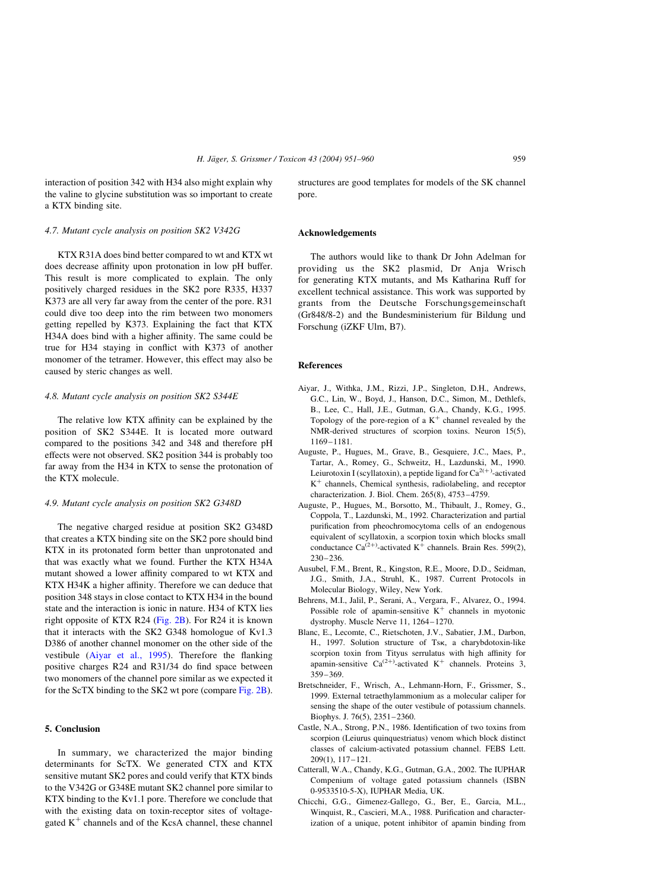interaction of position 342 with H34 also might explain why the valine to glycine substitution was so important to create a KTX binding site.

### 4.7. Mutant cycle analysis on position SK2 V342G

KTX R31A does bind better compared to wt and KTX wt does decrease affinity upon protonation in low pH buffer. This result is more complicated to explain. The only positively charged residues in the SK2 pore R335, H337 K373 are all very far away from the center of the pore. R31 could dive too deep into the rim between two monomers getting repelled by K373. Explaining the fact that KTX H34A does bind with a higher affinity. The same could be true for H34 staying in conflict with K373 of another monomer of the tetramer. However, this effect may also be caused by steric changes as well.

### 4.8. Mutant cycle analysis on position SK2 S344E

The relative low KTX affinity can be explained by the position of SK2 S344E. It is located more outward compared to the positions 342 and 348 and therefore pH effects were not observed. SK2 position 344 is probably too far away from the H34 in KTX to sense the protonation of the KTX molecule.

### 4.9. Mutant cycle analysis on position SK2 G348D

The negative charged residue at position SK2 G348D that creates a KTX binding site on the SK2 pore should bind KTX in its protonated form better than unprotonated and that was exactly what we found. Further the KTX H34A mutant showed a lower affinity compared to wt KTX and KTX H34K a higher affinity. Therefore we can deduce that position 348 stays in close contact to KTX H34 in the bound state and the interaction is ionic in nature. H34 of KTX lies right opposite of KTX R24 (Fig. 2B). For R24 it is known that it interacts with the SK2 G348 homologue of Kv1.3 D386 of another channel monomer on the other side of the vestibule (Aiyar et al., 1995). Therefore the flanking positive charges R24 and R31/34 do find space between two monomers of the channel pore similar as we expected it for the ScTX binding to the SK2 wt pore (compare Fig. 2B).

## 5. Conclusion

In summary, we characterized the major binding determinants for ScTX. We generated CTX and KTX sensitive mutant SK2 pores and could verify that KTX binds to the V342G or G348E mutant SK2 channel pore similar to KTX binding to the Kv1.1 pore. Therefore we conclude that with the existing data on toxin-receptor sites of voltage-gated $K^+$ channels and of the KcsA channel, these channel structures are good templates for models of the SK channel pore.

## Acknowledgements

The authors would like to thank Dr John Adelman for providing us the SK2 plasmid, Dr Anja Wrisch for generating KTX mutants, and Ms Katharina Ruff for excellent technical assistance. This work was supported by grants from the Deutsche Forschungsgemeinschaft (Gr848/8-2) and the Bundesministerium für Bildung und Forschung (iZKF Ulm, B7).

## References

Aiyar, J., Withka, J.M., Rizzi, J.P., Singleton, D.H., Andrews, G.C., Lin, W., Boyd, J., Hanson, D.C., Simon, M., Dethlefs, B., Lee, C., Hall, J.E., Gutman, G.A., Chandy, K.G., 1995. Topology of the pore-region of a $K^+$ channel revealed by the NMR-derived structures of scorpion toxins. Neuron 15(5), 1169–1181.

Auguste, P., Hugues, M., Grave, B., Gesquiere, J.C., Maes, P., Tartar, A., Romey, G., Schweitz, H., Lazdunski, M., 1990. Leiurotoxin I (scyllatoxin), a peptide ligand for $Ca^{2(+)}$-activated $K^+$ channels, Chemical synthesis, radiolabeling, and receptor characterization. J. Biol. Chem. 265(8), 4753–4759.

Auguste, P., Hugues, M., Borsotto, M., Thibault, J., Romey, G., Coppola, T., Lazdunski, M., 1992. Characterization and partial purification from pheochromocytoma cells of an endogenous equivalent of scyllatoxin, a scorpion toxin which blocks small conductance $Ca^{(2+)}$-activated $K^+$ channels. Brain Res. 599(2), 230–236.

Ausubel, F.M., Brent, R., Kingston, R.E., Moore, D.D., Seidman, J.G., Smith, J.A., Struhl, K., 1987. Current Protocols in Molecular Biology, Wiley, New York.

Behrens, M.I., Jalil, P., Serani, A., Vergara, F., Alvarez, O., 1994. Possible role of apamin-sensitive $K^+$ channels in myotonic dystrophy. Muscle Nerve 11, 1264–1270.

Blanc, E., Lecomte, C., Rietschoten, J.V., Sabatier, J.M., Darbon, H., 1997. Solution structure of Tsκ, a charybdotoxin-like scorpion toxin from Tityus serrulatus with high affinity for apamin-sensitive $Ca^{(2+)}$-activated $K^+$ channels. Proteins 3, 359–369.

Bretschneider, F., Wrisch, A., Lehmann-Horn, F., Grissmer, S., 1999. External tetraethylammonium as a molecular caliper for sensing the shape of the outer vestibule of potassium channels. Biophys. J. 76(5), 2351–2360.

Castle, N.A., Strong, P.N., 1986. Identification of two toxins from scorpion (Leiurus quinquestriatus) venom which block distinct classes of calcium-activated potassium channel. FEBS Lett. 209(1), 117–121.

Catterall, W.A., Chandy, K.G., Gutman, G.A., 2002. The IUPHAR Compenium of voltage gated potassium channels (ISBN 0-9533510-5-X), IUPHAR Media, UK.

Chicchi, G.G., Gimenez-Gallego, G., Ber, E., Garcia, M.L., Winquist, R., Cascieri, M.A., 1988. Purification and characterization of a unique, potent inhibitor of apamin binding from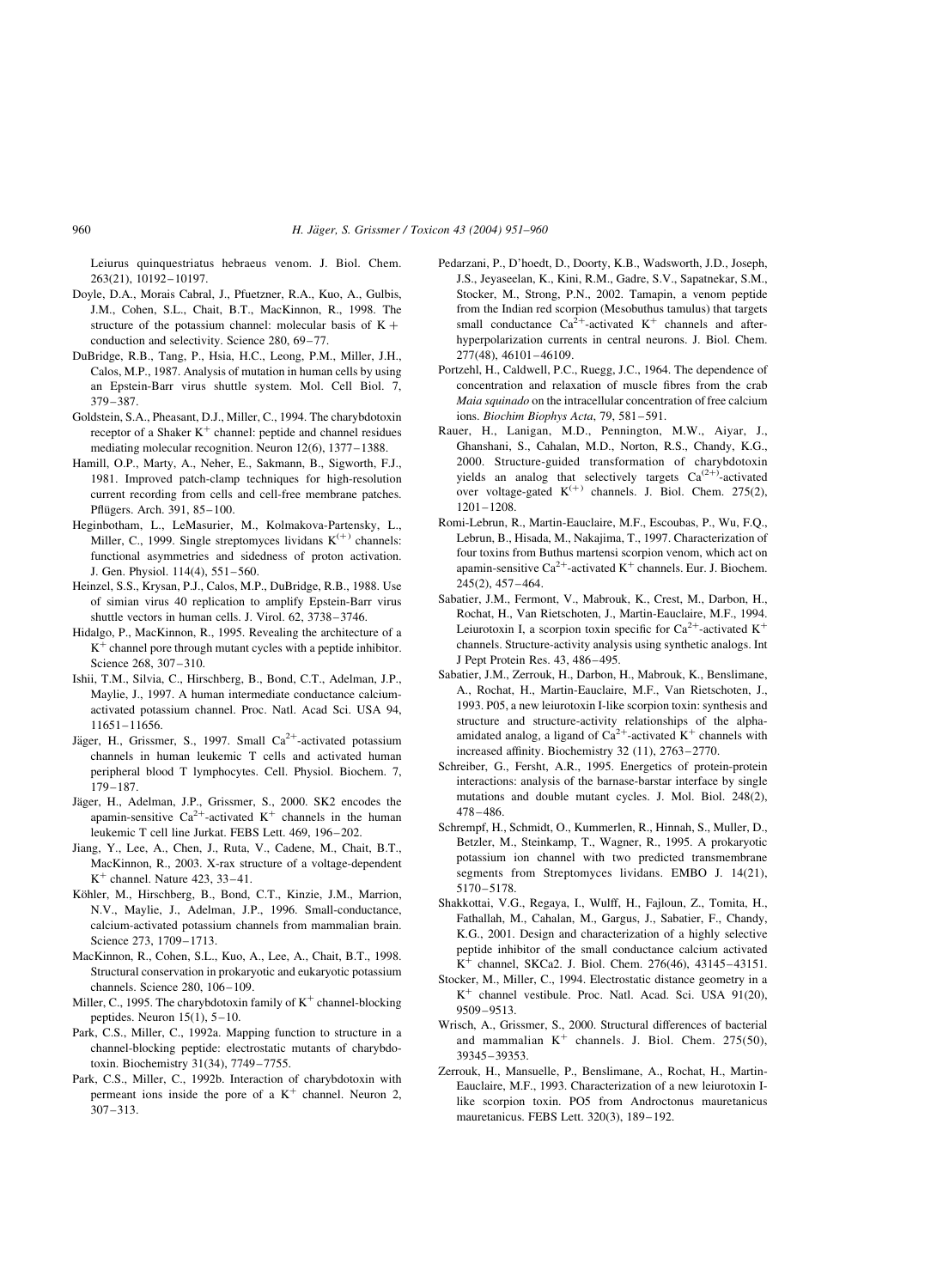Leiurus quinquestriatus hebraeus venom. J. Biol. Chem. 263(21), 10192–10197.

Doyle, D.A., Morais Cabral, J., Pfuetzner, R.A., Kuo, A., Gulbis, J.M., Cohen, S.L., Chait, B.T., MacKinnon, R., 1998. The structure of the potassium channel: molecular basis of K + conduction and selectivity. Science 280, 69–77.

DuBridge, R.B., Tang, P., Hsia, H.C., Leong, P.M., Miller, J.H., Calos, M.P., 1987. Analysis of mutation in human cells by using an Epstein-Barr virus shuttle system. Mol. Cell Biol. 7, 379–387.

Goldstein, S.A., Pheasant, D.J., Miller, C., 1994. The charybdotoxin receptor of a Shaker $K^+$ channel: peptide and channel residues mediating molecular recognition. Neuron 12(6), 1377–1388.

Hamill, O.P., Marty, A., Neher, E., Sakmann, B., Sigworth, F.J., 1981. Improved patch-clamp techniques for high-resolution current recording from cells and cell-free membrane patches. Pflügers. Arch. 391, 85–100.

Heginbotham, L., LeMasurier, M., Kolmakova-Partensky, L., Miller, C., 1999. Single streptomyces lividans $K^{(+)}$ channels: functional asymmetries and sidedness of proton activation. J. Gen. Physiol. 114(4), 551–560.

Heinzel, S.S., Krysan, P.J., Calos, M.P., DuBridge, R.B., 1988. Use of simian virus 40 replication to amplify Epstein-Barr virus shuttle vectors in human cells. J. Virol. 62, 3738–3746.

Hidalgo, P., MacKinnon, R., 1995. Revealing the architecture of a $K^+$ channel pore through mutant cycles with a peptide inhibitor. Science 268, 307–310.

Ishii, T.M., Silvia, C., Hirschberg, B., Bond, C.T., Adelman, J.P., Maylie, J., 1997. A human intermediate conductance calcium-activated potassium channel. Proc. Natl. Acad Sci. USA 94, 11651–11656.

Jäger, H., Grissmer, S., 1997. Small $Ca^{2+}$-activated potassium channels in human leukemic T cells and activated human peripheral blood T lymphocytes. Cell. Physiol. Biochem. 7, 179–187.

Jäger, H., Adelman, J.P., Grissmer, S., 2000. SK2 encodes the apamin-sensitive $Ca^{2+}$-activated $K^+$ channels in the human leukemic T cell line Jurkat. FEBS Lett. 469, 196–202.

Jiang, Y., Lee, A., Chen, J., Ruta, V., Cadene, M., Chait, B.T., MacKinnon, R., 2003. X-ray structure of a voltage-dependent $K^+$ channel. Nature 423, 33–41.

Köhler, M., Hirschberg, B., Bond, C.T., Kinzie, J.M., Marrion, N.V., Maylie, J., Adelman, J.P., 1996. Small-conductance, calcium-activated potassium channels from mammalian brain. Science 273, 1709–1713.

MacKinnon, R., Cohen, S.L., Kuo, A., Lee, A., Chait, B.T., 1998. Structural conservation in prokaryotic and eukaryotic potassium channels. Science 280, 106–109.

Miller, C., 1995. The charybdotoxin family of $K^+$ channel-blocking peptides. Neuron 15(1), 5–10.

Park, C.S., Miller, C., 1992a. Mapping function to structure in a channel-blocking peptide: electrostatic mutants of charybdotoxin. Biochemistry 31(34), 7749–7755.

Park, C.S., Miller, C., 1992b. Interaction of charybdotoxin with permeant ions inside the pore of a $K^+$ channel. Neuron 2, 307–313.

Pedarzani, P., D'hoedt, D., Doorty, K.B., Wadsworth, J.D., Joseph, J.S., Jeyaseelan, K., Kini, R.M., Gadre, S.V., Sapatnekar, S.M., Stocker, M., Strong, P.N., 2002. Tamapin, a venom peptide from the Indian red scorpion (Mesobuthus tamulus) that targets small conductance $Ca^{2+}$-activated $K^+$ channels and afterhyperpolarization currents in central neurons. J. Biol. Chem. 277(48), 46101–46109.

Portzehl, H., Caldwell, P.C., Ruegg, J.C., 1964. The dependence of concentration and relaxation of muscle fibres from the crab *Maia squinado* on the intracellular concentration of free calcium ions. *Biochim Biophys Acta*, 79, 581–591.

Rauer, H., Lanigan, M.D., Pennington, M.W., Aiyar, J., Ghanshani, S., Cahalan, M.D., Norton, R.S., Chandy, K.G., 2000. Structure-guided transformation of charybdotoxin yields an analog that selectively targets $Ca^{(2+)}$-activated over voltage-gated $K^{(+)}$ channels. J. Biol. Chem. 275(2), 1201–1208.

Romi-Lebrun, R., Martin-Eauclaire, M.F., Escoubas, P., Wu, F.Q., Lebrun, B., Hisada, M., Nakajima, T., 1997. Characterization of four toxins from Buthus martensi scorpion venom, which act on apamin-sensitive $Ca^{2+}$-activated $K^+$ channels. Eur. J. Biochem. 245(2), 457–464.

Sabatier, J.M., Fermont, V., Mabrouk, K., Crest, M., Darbon, H., Rochat, H., Van Rietschoten, J., Martin-Eauclaire, M.F., 1994. Leiurotoxin I, a scorpion toxin specific for $Ca^{2+}$-activated $K^+$ channels. Structure-activity analysis using synthetic analogs. Int J Pept Protein Res. 43, 486–495.

Sabatier, J.M., Zerrouk, H., Darbon, H., Mabrouk, K., Benslimane, A., Rochat, H., Martin-Eauclaire, M.F., Van Rietschoten, J., 1993. P05, a new leiurotoxin I-like scorpion toxin: synthesis and structure and structure-activity relationships of the alpha-amidated analog, a ligand of $Ca^{2+}$-activated $K^+$ channels with increased affinity. Biochemistry 32 (11), 2763–2770.

Schreiber, G., Fersht, A.R., 1995. Energetics of protein-protein interactions: analysis of the barnase-barstar interface by single mutations and double mutant cycles. J. Mol. Biol. 248(2), 478–486.

Schrempf, H., Schmidt, O., Kummerlen, R., Hinnah, S., Muller, D., Betzler, M., Steinkamp, T., Wagner, R., 1995. A prokaryotic potassium ion channel with two predicted transmembrane segments from Streptomyces lividans. EMBO J. 14(21), 5170–5178.

Shakkottai, V.G., Regaya, I., Wulff, H., Fajloun, Z., Tomita, H., Fathallah, M., Cahalan, M.D., Gargus, J., Sabatier, F., Chandy, K.G., 2001. Design and characterization of a highly selective peptide inhibitor of the small conductance calcium activated $K^+$ channel, SKCa2. J. Biol. Chem. 276(46), 43145–43151.

Stocker, M., Miller, C., 1994. Electrostatic distance geometry in a $K^+$ channel vestibule. Proc. Natl. Acad. Sci. USA 91(20), 9509–9513.

Wrisch, A., Grissmer, S., 2000. Structural differences of bacterial and mammalian $K^+$ channels. J. Biol. Chem. 275(50), 39345–39353.

Zerrouk, H., Mansuelle, P., Benslimane, A., Rochat, H., Martin-Eauclaire, M.F., 1993. Characterization of a new leiurotoxin I-like scorpion toxin. PO5 from Androctonus mauretanicus mauretanicus. FEBS Lett. 320(3), 189–192.